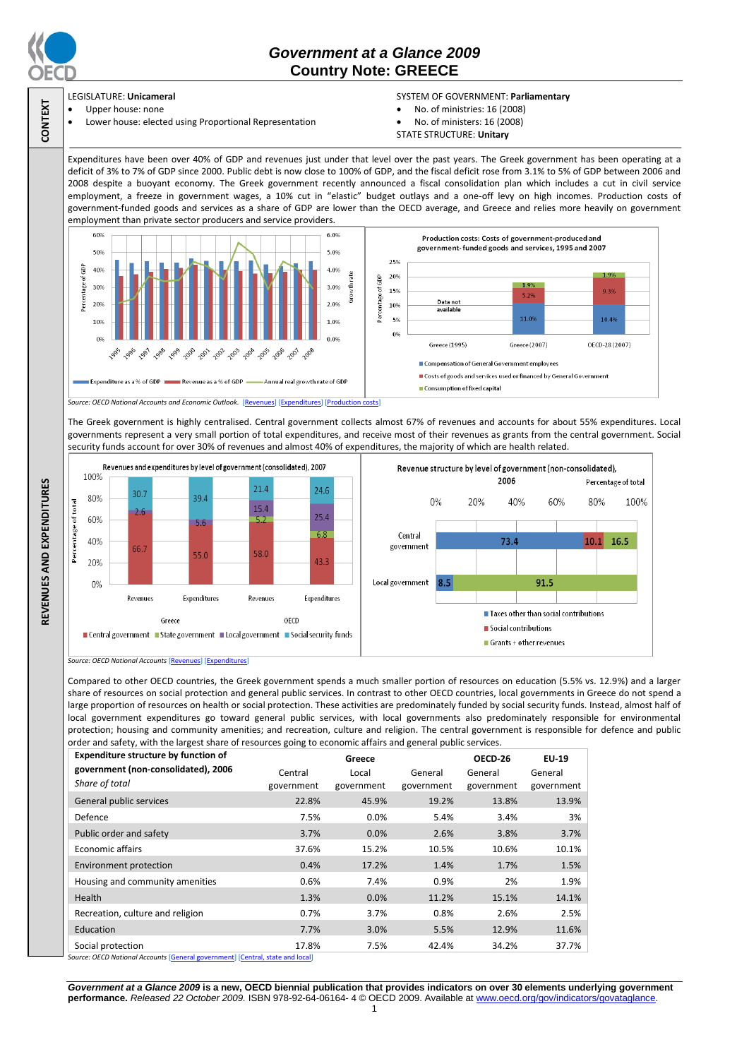# Government at a Glance 2009
## Country Note: GREECE

**CONTEXT**

LEGISLATURE: **Unicameral**

- Upper house: none
- Lower house: elected using Proportional Representation

SYSTEM OF GOVERNMENT: **Parliamentary**

- No. of ministries: 16 (2008)
- No. of ministers: 16 (2008)

STATE STRUCTURE: **Unitary**

Expenditures have been over 40% of GDP and revenues just under that level over the past years. The Greek government has been operating at a deficit of 3% to 7% of GDP since 2000. Public debt is now close to 100% of GDP, and the fiscal deficit rose from 3.1% to 5% of GDP between 2006 and 2008 despite a buoyant economy. The Greek government recently announced a fiscal consolidation plan which includes a cut in civil service employment, a freeze in government wages, a 10% cut in "elastic" budget outlays and a one-off levy on high incomes. Production costs of government-funded goods and services as a share of GDP are lower than the OECD average, and Greece and relies more heavily on government employment than private sector producers and service providers.

Source: OECD National Accounts and Economic Outlook. [Revenues] [Expenditures] [Production costs]

**REVENUES AND EXPENDITURES**

The Greek government is highly centralised. Central government collects almost 67% of revenues and accounts for about 55% expenditures. Local governments represent a very small portion of total expenditures, and receive most of their revenues as grants from the central government. Social security funds account for over 30% of revenues and almost 40% of expenditures, the majority of which are health related.

Source: OECD National Accounts [Revenues] [Expenditures]

Compared to other OECD countries, the Greek government spends a much smaller portion of resources on education (5.5% vs. 12.9%) and a larger share of resources on social protection and general public services. In contrast to other OECD countries, local governments in Greece do not spend a large proportion of resources on health or social protection. These activities are predominately funded by social security funds. Instead, almost half of local government expenditures go toward general public services, with local governments also predominately responsible for environmental protection; housing and community amenities; and recreation, culture and religion. The central government is responsible for defence and public order and safety, with the largest share of resources going to economic affairs and general public services.

| **Expenditure structure by function of government (non-consolidated), 2006** *Share of total* | Greece Central government | Greece Local government | Greece General government | OECD-26 General government | EU-19 General government |
|---|---|---|---|---|---|
| General public services | 22.8% | 45.9% | 19.2% | 13.8% | 13.9% |
| Defence | 7.5% | 0.0% | 5.4% | 3.4% | 3% |
| Public order and safety | 3.7% | 0.0% | 2.6% | 3.8% | 3.7% |
| Economic affairs | 37.6% | 15.2% | 10.5% | 10.6% | 10.1% |
| Environment protection | 0.4% | 17.2% | 1.4% | 1.7% | 1.5% |
| Housing and community amenities | 0.6% | 7.4% | 0.9% | 2% | 1.9% |
| Health | 1.3% | 0.0% | 11.2% | 15.1% | 14.1% |
| Recreation, culture and religion | 0.7% | 3.7% | 0.8% | 2.6% | 2.5% |
| Education | 7.7% | 3.0% | 5.5% | 12.9% | 11.6% |
| Social protection | 17.8% | 7.5% | 42.4% | 34.2% | 37.7% |

Source: OECD National Accounts [General government] [Central, state and local]

***Government at a Glance 2009*** **is a new, OECD biennial publication that provides indicators on over 30 elements underlying government performance.** *Released 22 October 2009.* ISBN 978-92-64-06164- 4 © OECD 2009. Available at www.oecd.org/gov/indicators/govataglance.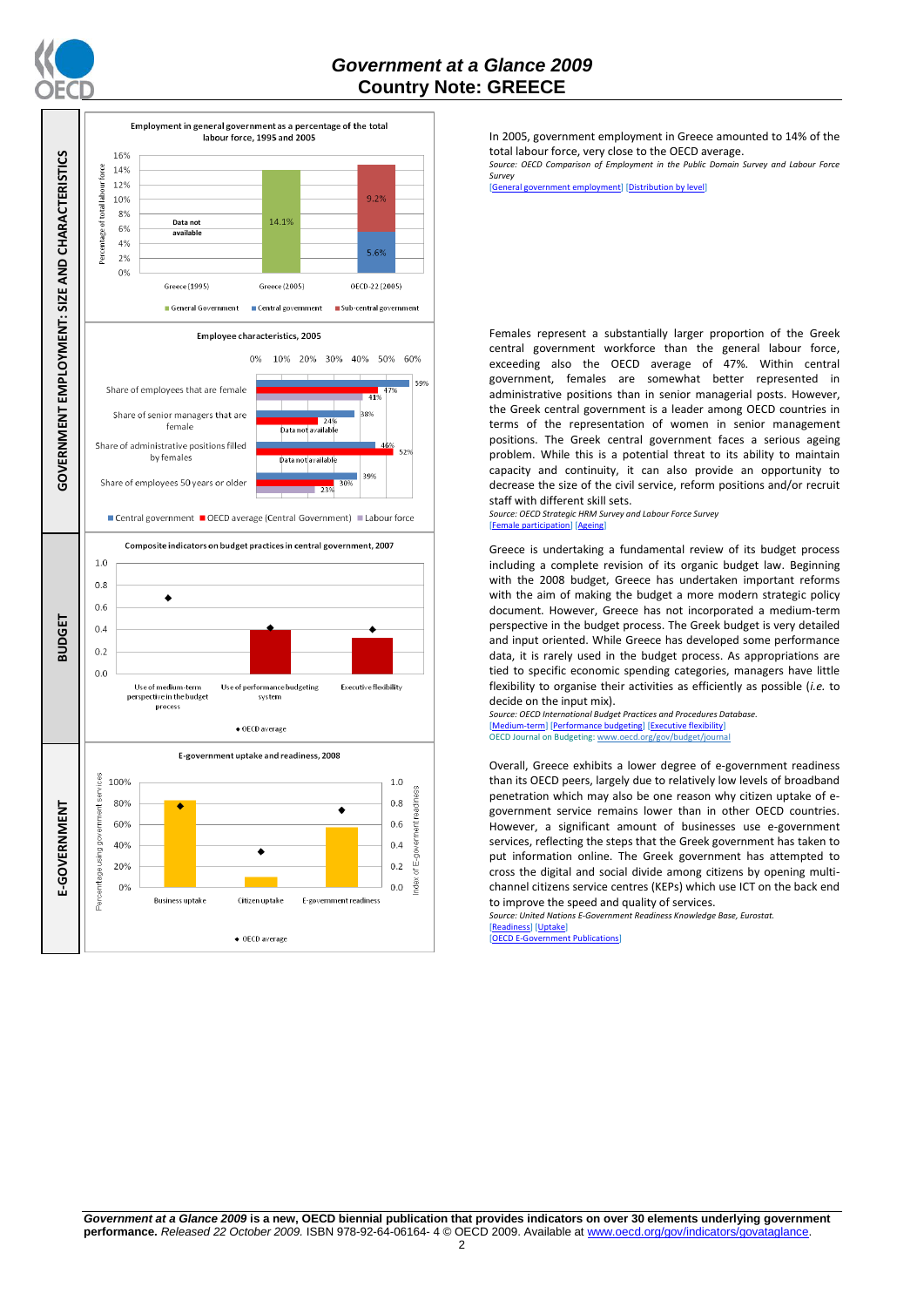# Government at a Glance 2009
## Country Note: GREECE

## GOVERNMENT EMPLOYMENT: SIZE AND CHARACTERISTICS

**Employment in general government as a percentage of the total labour force, 1995 and 2005**

| | General Government | Central government | Sub-central government |
|---|---|---|---|
| Greece (1995) | Data not available | | |
| Greece (2005) | 14.1% | | |
| OECD-22 (2005) | | 5.6% | 9.2% |

In 2005, government employment in Greece amounted to 14% of the total labour force, very close to the OECD average.

*Source: OECD Comparison of Employment in the Public Domain Survey and Labour Force Survey*

[General government employment] [Distribution by level]

**Employee characteristics, 2005**

| | Central government | OECD average (Central Government) | Labour force |
|---|---|---|---|
| Share of employees that are female | 59% | 47% | 41% |
| Share of senior managers that are female | 38% | 24% | Data not available |
| Share of administrative positions filled by females | 52% | 46% | Data not available |
| Share of employees 50 years or older | 39% | 30% | 23% |

Females represent a substantially larger proportion of the Greek central government workforce than the general labour force, exceeding also the OECD average of 47%. Within central government, females are somewhat better represented in administrative positions than in senior managerial posts. However, the Greek central government is a leader among OECD countries in terms of the representation of women in senior management positions. The Greek central government faces a serious ageing problem. While this is a potential threat to its ability to maintain capacity and continuity, it can also provide an opportunity to decrease the size of the civil service, reform positions and/or recruit staff with different skill sets.

*Source: OECD Strategic HRM Survey and Labour Force Survey*

[Female participation] [Ageing]

## BUDGET

**Composite indicators on budget practices in central government, 2007**

| | Greece | OECD average |
|---|---|---|
| Use of medium-term perspective in the budget process | 0 | ~0.68 |
| Use of performance budgeting system | ~0.40 | ~0.42 |
| Executive flexibility | ~0.32 | ~0.40 |

Greece is undertaking a fundamental review of its budget process including a complete revision of its organic budget law. Beginning with the 2008 budget, Greece has undertaken important reforms with the aim of making the budget a more modern strategic policy document. However, Greece has not incorporated a medium-term perspective in the budget process. The Greek budget is very detailed and input oriented. While Greece has developed some performance data, it is rarely used in the budget process. As appropriations are tied to specific economic spending categories, managers have little flexibility to organise their activities as efficiently as possible (*i.e.* to decide on the input mix).

*Source: OECD International Budget Practices and Procedures Database.*

[Medium-term] [Performance budgeting] [Executive flexibility]

OECD Journal on Budgeting: www.oecd.org/gov/budget/journal

## E-GOVERNMENT

**E-government uptake and readiness, 2008**

| | Greece | OECD average |
|---|---|---|
| Business uptake (% using government services) | ~83% | ~80% |
| Citizen uptake (% using government services) | ~10% | ~35% |
| E-government readiness (index) | ~0.58 | ~0.74 |

Overall, Greece exhibits a lower degree of e-government readiness than its OECD peers, largely due to relatively low levels of broadband penetration which may also be one reason why citizen uptake of e-government services remains lower than in other OECD countries. However, a significant amount of businesses use e-government services, reflecting the steps that the Greek government has taken to put information online. The Greek government has attempted to cross the digital and social divide among citizens by opening multi-channel citizens service centres (KEPs) which use ICT on the back end to improve the speed and quality of services.

*Source: United Nations E-Government Readiness Knowledge Base, Eurostat.*

[Readiness] [Uptake]

[OECD E-Government Publications]

***Government at a Glance 2009* is a new, OECD biennial publication that provides indicators on over 30 elements underlying government performance.** *Released 22 October 2009.* ISBN 978-92-64-06164- 4 © OECD 2009. Available at www.oecd.org/gov/indicators/govataglance.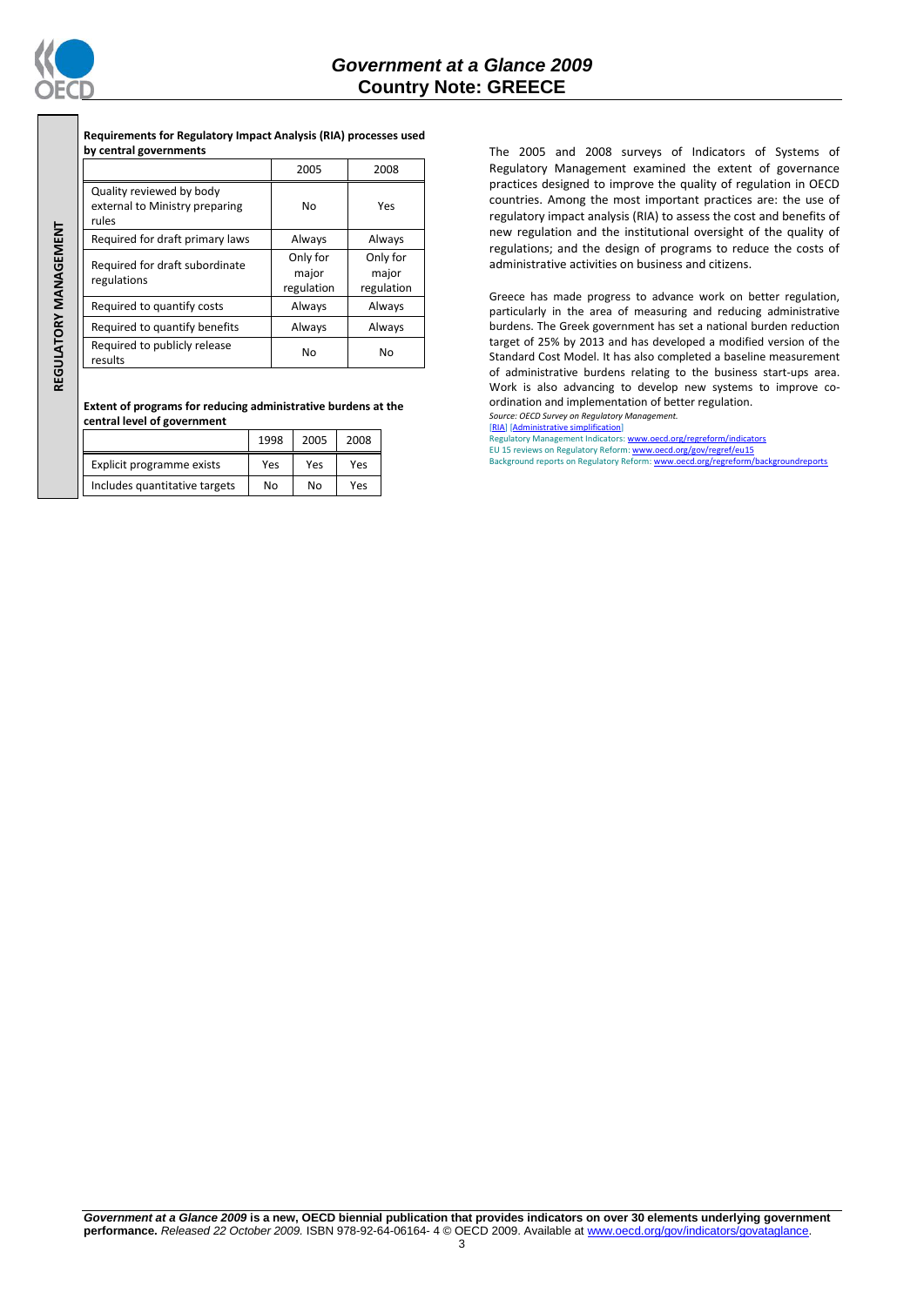REGULATORY MANAGEMENT

**Requirements for Regulatory Impact Analysis (RIA) processes used by central governments**

| | 2005 | 2008 |
|---|---|---|
| Quality reviewed by body external to Ministry preparing rules | No | Yes |
| Required for draft primary laws | Always | Always |
| Required for draft subordinate regulations | Only for major regulation | Only for major regulation |
| Required to quantify costs | Always | Always |
| Required to quantify benefits | Always | Always |
| Required to publicly release results | No | No |

**Extent of programs for reducing administrative burdens at the central level of government**

| | 1998 | 2005 | 2008 |
|---|---|---|---|
| Explicit programme exists | Yes | Yes | Yes |
| Includes quantitative targets | No | No | Yes |

The 2005 and 2008 surveys of Indicators of Systems of Regulatory Management examined the extent of governance practices designed to improve the quality of regulation in OECD countries. Among the most important practices are: the use of regulatory impact analysis (RIA) to assess the cost and benefits of new regulation and the institutional oversight of the quality of regulations; and the design of programs to reduce the costs of administrative activities on business and citizens.

Greece has made progress to advance work on better regulation, particularly in the area of measuring and reducing administrative burdens. The Greek government has set a national burden reduction target of 25% by 2013 and has developed a modified version of the Standard Cost Model. It has also completed a baseline measurement of administrative burdens relating to the business start-ups area. Work is also advancing to develop new systems to improve co-ordination and implementation of better regulation.

*Source: OECD Survey on Regulatory Management.*

[RIA] [Administrative simplification]

Regulatory Management Indicators: www.oecd.org/regreform/indicators

EU 15 reviews on Regulatory Reform: www.oecd.org/gov/regref/eu15

Background reports on Regulatory Reform: www.oecd.org/regreform/backgroundreports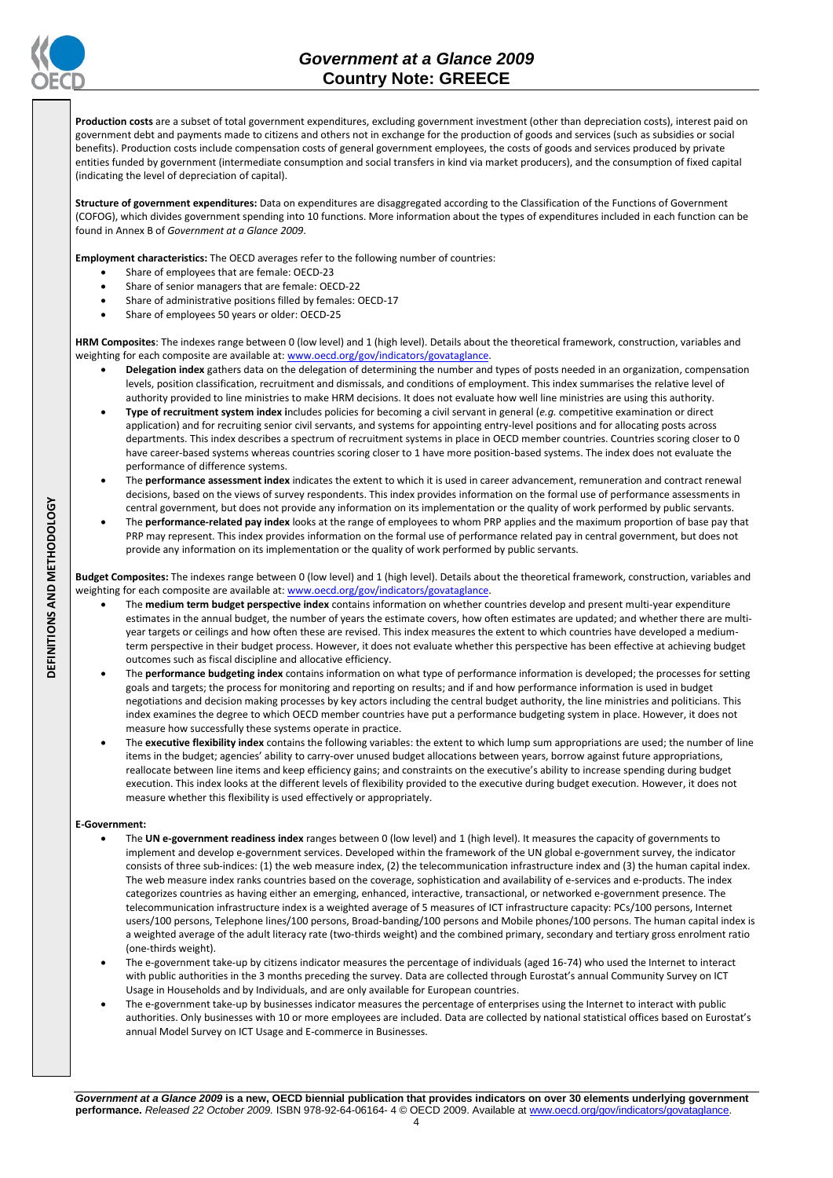**Production costs** are a subset of total government expenditures, excluding government investment (other than depreciation costs), interest paid on government debt and payments made to citizens and others not in exchange for the production of goods and services (such as subsidies or social benefits). Production costs include compensation costs of general government employees, the costs of goods and services produced by private entities funded by government (intermediate consumption and social transfers in kind via market producers), and the consumption of fixed capital (indicating the level of depreciation of capital).

**Structure of government expenditures:** Data on expenditures are disaggregated according to the Classification of the Functions of Government (COFOG), which divides government spending into 10 functions. More information about the types of expenditures included in each function can be found in Annex B of *Government at a Glance 2009*.

**Employment characteristics:** The OECD averages refer to the following number of countries:

- Share of employees that are female: OECD-23
- Share of senior managers that are female: OECD-22
- Share of administrative positions filled by females: OECD-17
- Share of employees 50 years or older: OECD-25

**HRM Composites**: The indexes range between 0 (low level) and 1 (high level). Details about the theoretical framework, construction, variables and weighting for each composite are available at: www.oecd.org/gov/indicators/govataglance.

- **Delegation index** gathers data on the delegation of determining the number and types of posts needed in an organization, compensation levels, position classification, recruitment and dismissals, and conditions of employment. This index summarises the relative level of authority provided to line ministries to make HRM decisions. It does not evaluate how well line ministries are using this authority.
- **Type of recruitment system index i**ncludes policies for becoming a civil servant in general (*e.g.* competitive examination or direct application) and for recruiting senior civil servants, and systems for appointing entry-level positions and for allocating posts across departments. This index describes a spectrum of recruitment systems in place in OECD member countries. Countries scoring closer to 0 have career-based systems whereas countries scoring closer to 1 have more position-based systems. The index does not evaluate the performance of difference systems.
- The **performance assessment index** indicates the extent to which it is used in career advancement, remuneration and contract renewal decisions, based on the views of survey respondents. This index provides information on the formal use of performance assessments in central government, but does not provide any information on its implementation or the quality of work performed by public servants.
- The **performance-related pay index** looks at the range of employees to whom PRP applies and the maximum proportion of base pay that PRP may represent. This index provides information on the formal use of performance related pay in central government, but does not provide any information on its implementation or the quality of work performed by public servants.

**Budget Composites:** The indexes range between 0 (low level) and 1 (high level). Details about the theoretical framework, construction, variables and weighting for each composite are available at: www.oecd.org/gov/indicators/govataglance.

- The **medium term budget perspective index** contains information on whether countries develop and present multi-year expenditure estimates in the annual budget, the number of years the estimate covers, how often estimates are updated; and whether there are multi-year targets or ceilings and how often these are revised. This index measures the extent to which countries have developed a medium-term perspective in their budget process. However, it does not evaluate whether this perspective has been effective at achieving budget outcomes such as fiscal discipline and allocative efficiency.
- The **performance budgeting index** contains information on what type of performance information is developed; the processes for setting goals and targets; the process for monitoring and reporting on results; and if and how performance information is used in budget negotiations and decision making processes by key actors including the central budget authority, the line ministries and politicians. This index examines the degree to which OECD member countries have put a performance budgeting system in place. However, it does not measure how successfully these systems operate in practice.
- The **executive flexibility index** contains the following variables: the extent to which lump sum appropriations are used; the number of line items in the budget; agencies' ability to carry-over unused budget allocations between years, borrow against future appropriations, reallocate between line items and keep efficiency gains; and constraints on the executive's ability to increase spending during budget execution. This index looks at the different levels of flexibility provided to the executive during budget execution. However, it does not measure whether this flexibility is used effectively or appropriately.

**E-Government:**

- The **UN e-government readiness index** ranges between 0 (low level) and 1 (high level). It measures the capacity of governments to implement and develop e-government services. Developed within the framework of the UN global e-government survey, the indicator consists of three sub-indices: (1) the web measure index, (2) the telecommunication infrastructure index and (3) the human capital index. The web measure index ranks countries based on the coverage, sophistication and availability of e-services and e-products. The index categorizes countries as having either an emerging, enhanced, interactive, transactional, or networked e-government presence. The telecommunication infrastructure index is a weighted average of 5 measures of ICT infrastructure capacity: PCs/100 persons, Internet users/100 persons, Telephone lines/100 persons, Broad-banding/100 persons and Mobile phones/100 persons. The human capital index is a weighted average of the adult literacy rate (two-thirds weight) and the combined primary, secondary and tertiary gross enrolment ratio (one-thirds weight).
- The e-government take-up by citizens indicator measures the percentage of individuals (aged 16-74) who used the Internet to interact with public authorities in the 3 months preceding the survey. Data are collected through Eurostat's annual Community Survey on ICT Usage in Households and by Individuals, and are only available for European countries.
- The e-government take-up by businesses indicator measures the percentage of enterprises using the Internet to interact with public authorities. Only businesses with 10 or more employees are included. Data are collected by national statistical offices based on Eurostat's annual Model Survey on ICT Usage and E-commerce in Businesses.